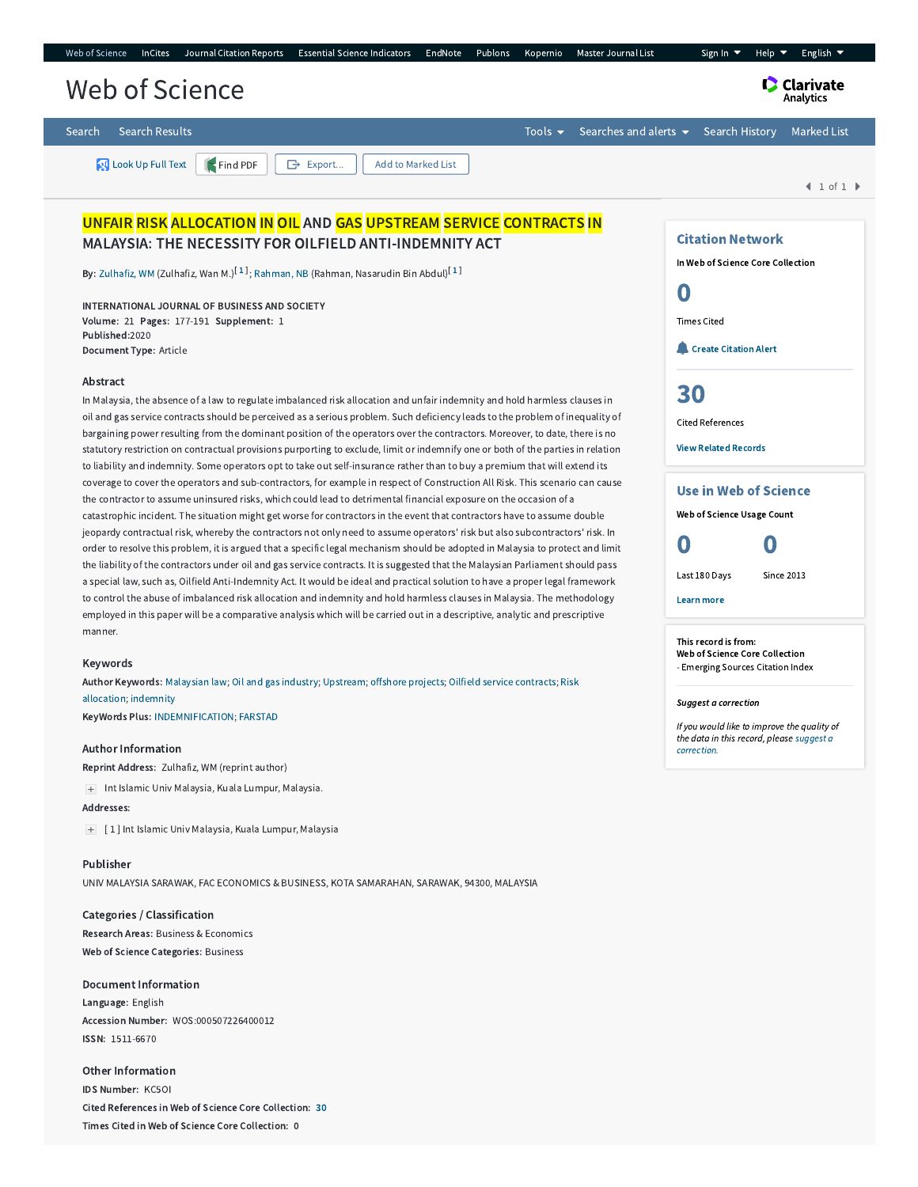# UNFAIR RISK ALLOCATION IN OIL AND GAS UPSTREAM SERVICE CONTRACTS IN MALAYSIA: THE NECESSITY FOR OILFIELD ANTI-INDEMNITY ACT

**By:** Zulhafiz, WM (Zulhafiz, Wan M.)[1]; Rahman, NB (Rahman, Nasarudin Bin Abdul)[1]

INTERNATIONAL JOURNAL OF BUSINESS AND SOCIETY
**Volume:** 21 **Pages:** 177-191 **Supplement:** 1
**Published:** 2020
**Document Type:** Article

## Abstract

In Malaysia, the absence of a law to regulate imbalanced risk allocation and unfair indemnity and hold harmless clauses in oil and gas service contracts should be perceived as a serious problem. Such deficiency leads to the problem of inequality of bargaining power resulting from the dominant position of the operators over the contractors. Moreover, to date, there is no statutory restriction on contractual provisions purporting to exclude, limit or indemnify one or both of the parties in relation to liability and indemnity. Some operators opt to take out self-insurance rather than to buy a premium that will extend its coverage to cover the operators and sub-contractors, for example in respect of Construction All Risk. This scenario can cause the contractor to assume uninsured risks, which could lead to detrimental financial exposure on the occasion of a catastrophic incident. The situation might get worse for contractors in the event that contractors have to assume double jeopardy contractual risk, whereby the contractors not only need to assume operators' risk but also subcontractors' risk. In order to resolve this problem, it is argued that a specific legal mechanism should be adopted in Malaysia to protect and limit the liability of the contractors under oil and gas service contracts. It is suggested that the Malaysian Parliament should pass a special law, such as, Oilfield Anti-Indemnity Act. It would be ideal and practical solution to have a proper legal framework to control the abuse of imbalanced risk allocation and indemnity and hold harmless clauses in Malaysia. The methodology employed in this paper will be a comparative analysis which will be carried out in a descriptive, analytic and prescriptive manner.

## Keywords

**Author Keywords:** Malaysian law; Oil and gas industry; Upstream; offshore projects; Oilfield service contracts; Risk allocation; indemnity

**KeyWords Plus:** INDEMNIFICATION; FARSTAD

## Author Information

**Reprint Address:** Zulhafiz, WM (reprint author)

Int Islamic Univ Malaysia, Kuala Lumpur, Malaysia.

**Addresses:**

[ 1 ] Int Islamic Univ Malaysia, Kuala Lumpur, Malaysia

## Publisher

UNIV MALAYSIA SARAWAK, FAC ECONOMICS & BUSINESS, KOTA SAMARAHAN, SARAWAK, 94300, MALAYSIA

## Categories / Classification

**Research Areas:** Business & Economics

**Web of Science Categories:** Business

## Document Information

**Language:** English

**Accession Number:** WOS:000507226400012

**ISSN:** 1511-6670

## Other Information

**IDS Number:** KC5OI

**Cited References in Web of Science Core Collection:** 30

**Times Cited in Web of Science Core Collection:** 0

## Citation Network

In Web of Science Core Collection

0
Times Cited

Create Citation Alert

30
Cited References

View Related Records

## Use in Web of Science

Web of Science Usage Count

| 0 | 0 |
| --- | --- |
| Last 180 Days | Since 2013 |

Learn more

This record is from:
**Web of Science Core Collection**
- Emerging Sources Citation Index

***Suggest a correction***

*If you would like to improve the quality of the data in this record, please suggest a correction.*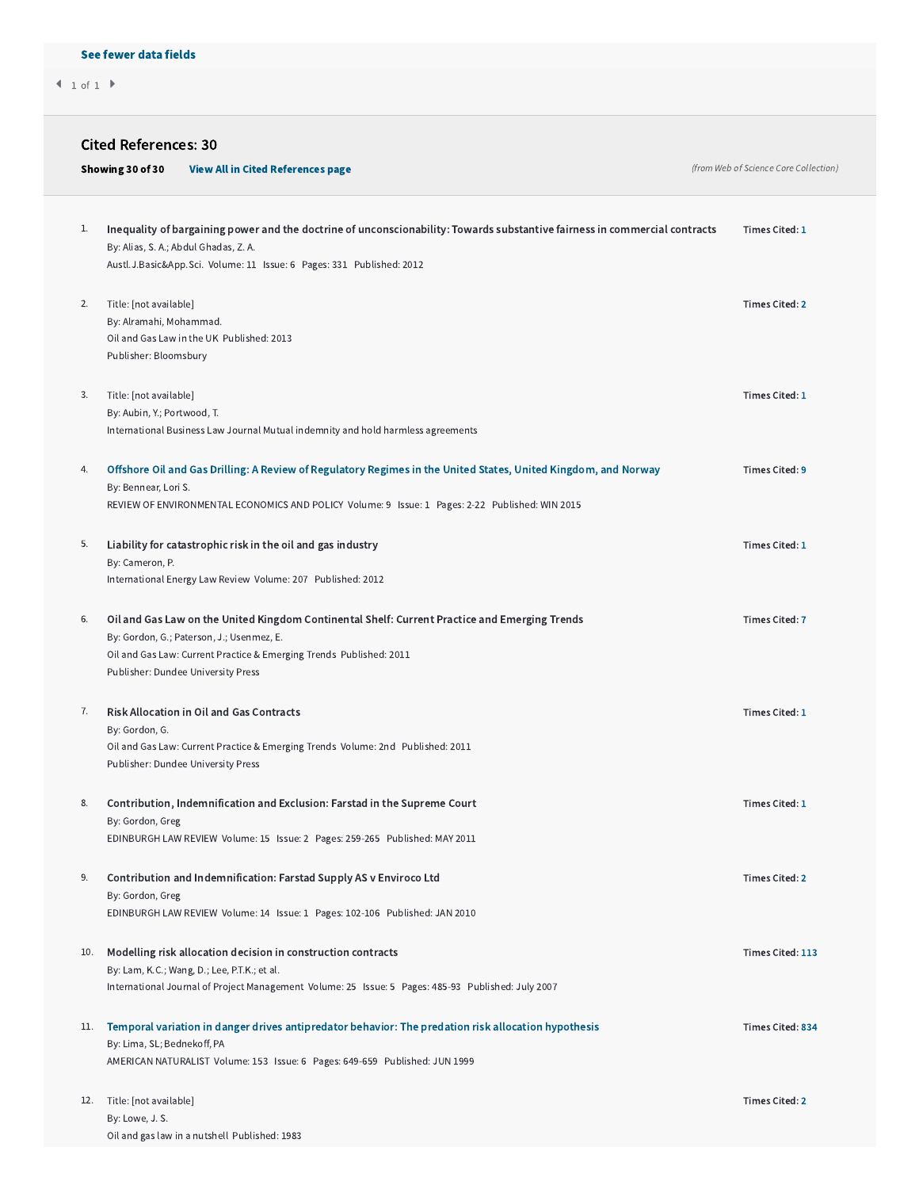See fewer data fields

1 of 1

## Cited References: 30

**Showing 30 of 30** View All in Cited References page

*(from Web of Science Core Collection)*

1. **Inequality of bargaining power and the doctrine of unconscionability: Towards substantive fairness in commercial contracts** — Times Cited: 1
   By: Alias, S. A.; Abdul Ghadas, Z. A.
   Austl.J.Basic&App.Sci. Volume: 11 Issue: 6 Pages: 331 Published: 2012

2. Title: [not available] — Times Cited: 2
   By: Alramahi, Mohammad.
   Oil and Gas Law in the UK Published: 2013
   Publisher: Bloomsbury

3. Title: [not available] — Times Cited: 1
   By: Aubin, Y.; Portwood, T.
   International Business Law Journal Mutual indemnity and hold harmless agreements

4. **Offshore Oil and Gas Drilling: A Review of Regulatory Regimes in the United States, United Kingdom, and Norway** — Times Cited: 9
   By: Bennear, Lori S.
   REVIEW OF ENVIRONMENTAL ECONOMICS AND POLICY Volume: 9 Issue: 1 Pages: 2-22 Published: WIN 2015

5. **Liability for catastrophic risk in the oil and gas industry** — Times Cited: 1
   By: Cameron, P.
   International Energy Law Review Volume: 207 Published: 2012

6. **Oil and Gas Law on the United Kingdom Continental Shelf: Current Practice and Emerging Trends** — Times Cited: 7
   By: Gordon, G.; Paterson, J.; Usenmez, E.
   Oil and Gas Law: Current Practice & Emerging Trends Published: 2011
   Publisher: Dundee University Press

7. **Risk Allocation in Oil and Gas Contracts** — Times Cited: 1
   By: Gordon, G.
   Oil and Gas Law: Current Practice & Emerging Trends Volume: 2nd Published: 2011
   Publisher: Dundee University Press

8. **Contribution, Indemnification and Exclusion: Farstad in the Supreme Court** — Times Cited: 1
   By: Gordon, Greg
   EDINBURGH LAW REVIEW Volume: 15 Issue: 2 Pages: 259-265 Published: MAY 2011

9. **Contribution and Indemnification: Farstad Supply AS v Enviroco Ltd** — Times Cited: 2
   By: Gordon, Greg
   EDINBURGH LAW REVIEW Volume: 14 Issue: 1 Pages: 102-106 Published: JAN 2010

10. **Modelling risk allocation decision in construction contracts** — Times Cited: 113
    By: Lam, K.C.; Wang, D.; Lee, P.T.K.; et al.
    International Journal of Project Management Volume: 25 Issue: 5 Pages: 485-93 Published: July 2007

11. **Temporal variation in danger drives antipredator behavior: The predation risk allocation hypothesis** — Times Cited: 834
    By: Lima, SL; Bednekoff, PA
    AMERICAN NATURALIST Volume: 153 Issue: 6 Pages: 649-659 Published: JUN 1999

12. Title: [not available] — Times Cited: 2
    By: Lowe, J. S.
    Oil and gas law in a nutshell Published: 1983